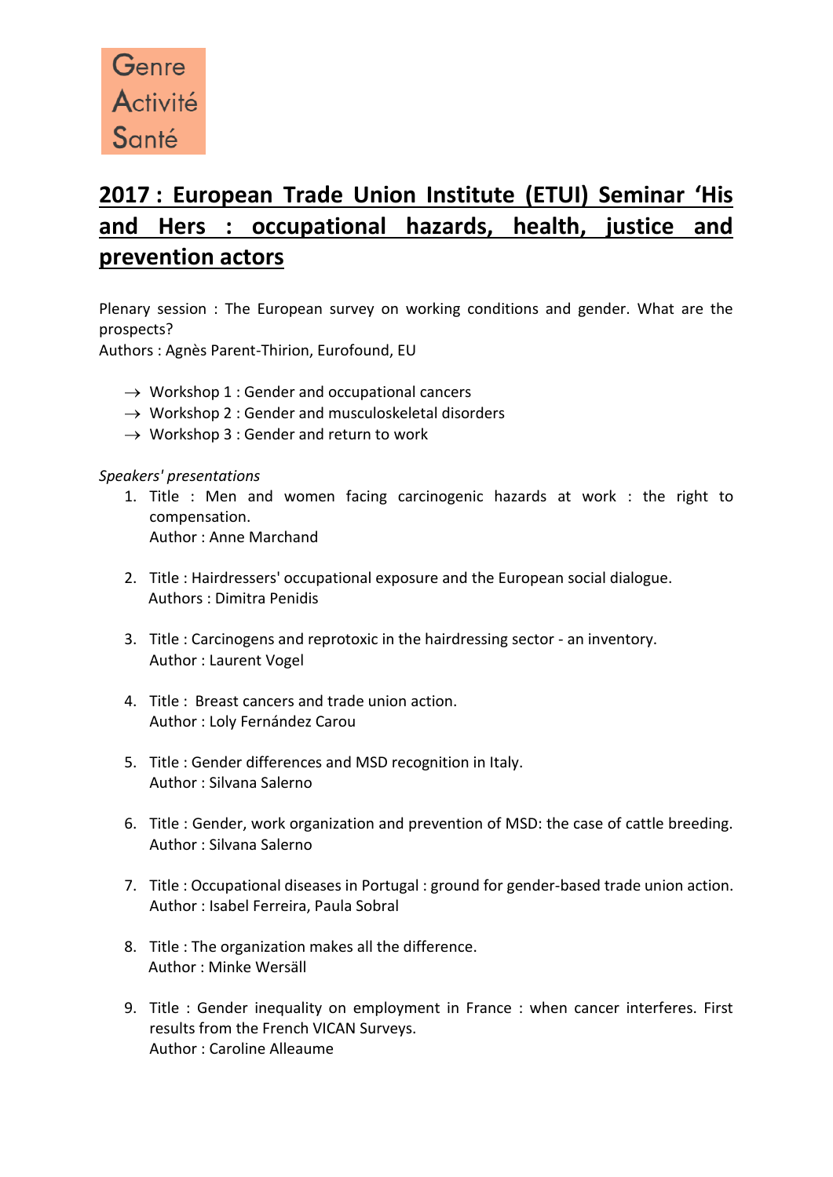Genre
Activité
Santé

# 2017 : European Trade Union Institute (ETUI) Seminar 'His and Hers : occupational hazards, health, justice and prevention actors

Plenary session : The European survey on working conditions and gender. What are the prospects?
Authors : Agnès Parent-Thirion, Eurofound, EU

- → Workshop 1 : Gender and occupational cancers
- → Workshop 2 : Gender and musculoskeletal disorders
- → Workshop 3 : Gender and return to work

*Speakers' presentations*

1. Title : Men and women facing carcinogenic hazards at work : the right to compensation.
   Author : Anne Marchand

2. Title : Hairdressers' occupational exposure and the European social dialogue.
   Authors : Dimitra Penidis

3. Title : Carcinogens and reprotoxic in the hairdressing sector - an inventory.
   Author : Laurent Vogel

4. Title : Breast cancers and trade union action.
   Author : Loly Fernández Carou

5. Title : Gender differences and MSD recognition in Italy.
   Author : Silvana Salerno

6. Title : Gender, work organization and prevention of MSD: the case of cattle breeding.
   Author : Silvana Salerno

7. Title : Occupational diseases in Portugal : ground for gender-based trade union action.
   Author : Isabel Ferreira, Paula Sobral

8. Title : The organization makes all the difference.
   Author : Minke Wersäll

9. Title : Gender inequality on employment in France : when cancer interferes. First results from the French VICAN Surveys.
   Author : Caroline Alleaume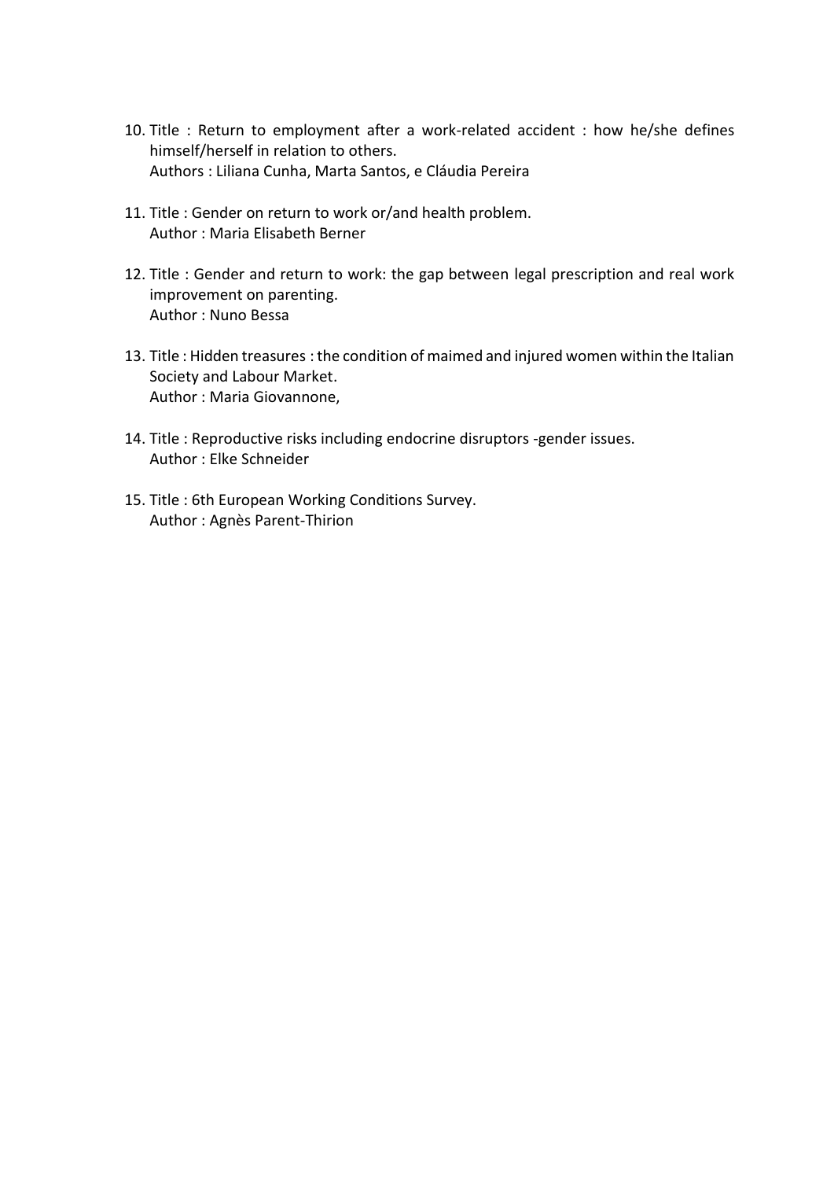10. Title : Return to employment after a work-related accident : how he/she defines himself/herself in relation to others.
    Authors : Liliana Cunha, Marta Santos, e Cláudia Pereira

11. Title : Gender on return to work or/and health problem.
    Author : Maria Elisabeth Berner

12. Title : Gender and return to work: the gap between legal prescription and real work improvement on parenting.
    Author : Nuno Bessa

13. Title : Hidden treasures : the condition of maimed and injured women within the Italian Society and Labour Market.
    Author : Maria Giovannone,

14. Title : Reproductive risks including endocrine disruptors -gender issues.
    Author : Elke Schneider

15. Title : 6th European Working Conditions Survey.
    Author : Agnès Parent-Thirion